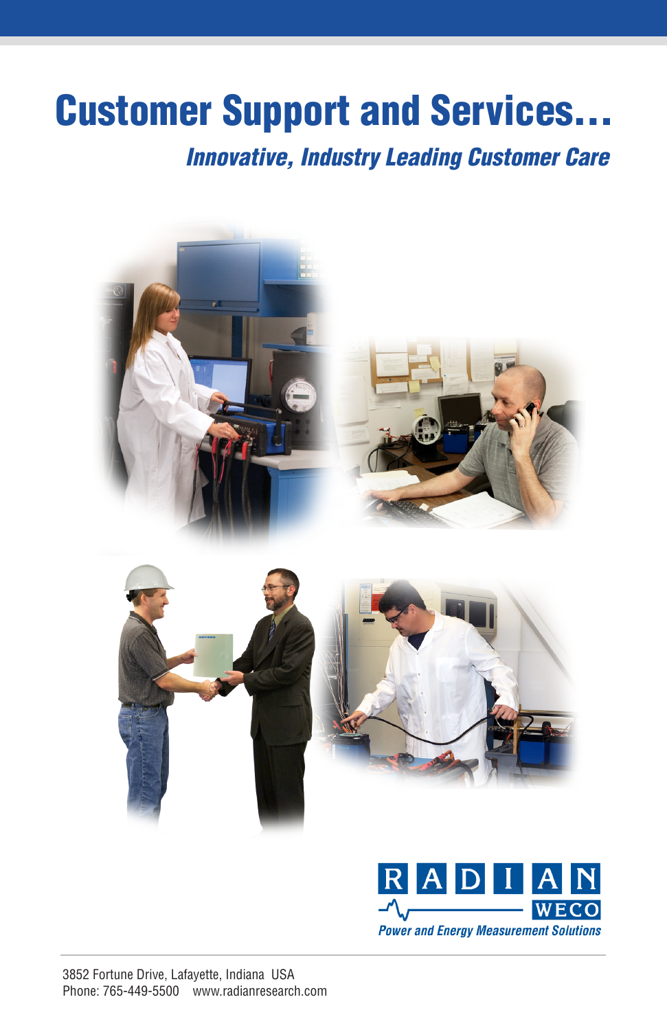# Customer Support and Services...

## *Innovative, Industry Leading Customer Care*

RADIAN WECO

*Power and Energy Measurement Solutions*

3852 Fortune Drive, Lafayette, Indiana USA
Phone: 765-449-5500 www.radianresearch.com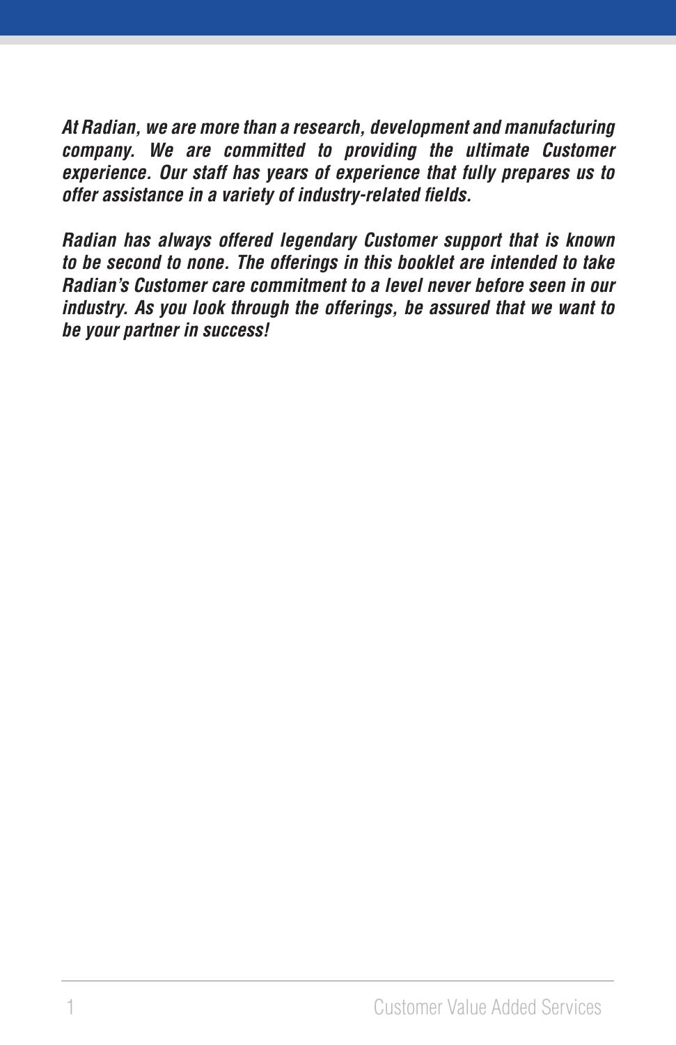*At Radian, we are more than a research, development and manufacturing company. We are committed to providing the ultimate Customer experience. Our staff has years of experience that fully prepares us to offer assistance in a variety of industry-related fields.*

*Radian has always offered legendary Customer support that is known to be second to none. The offerings in this booklet are intended to take Radian's Customer care commitment to a level never before seen in our industry. As you look through the offerings, be assured that we want to be your partner in success!*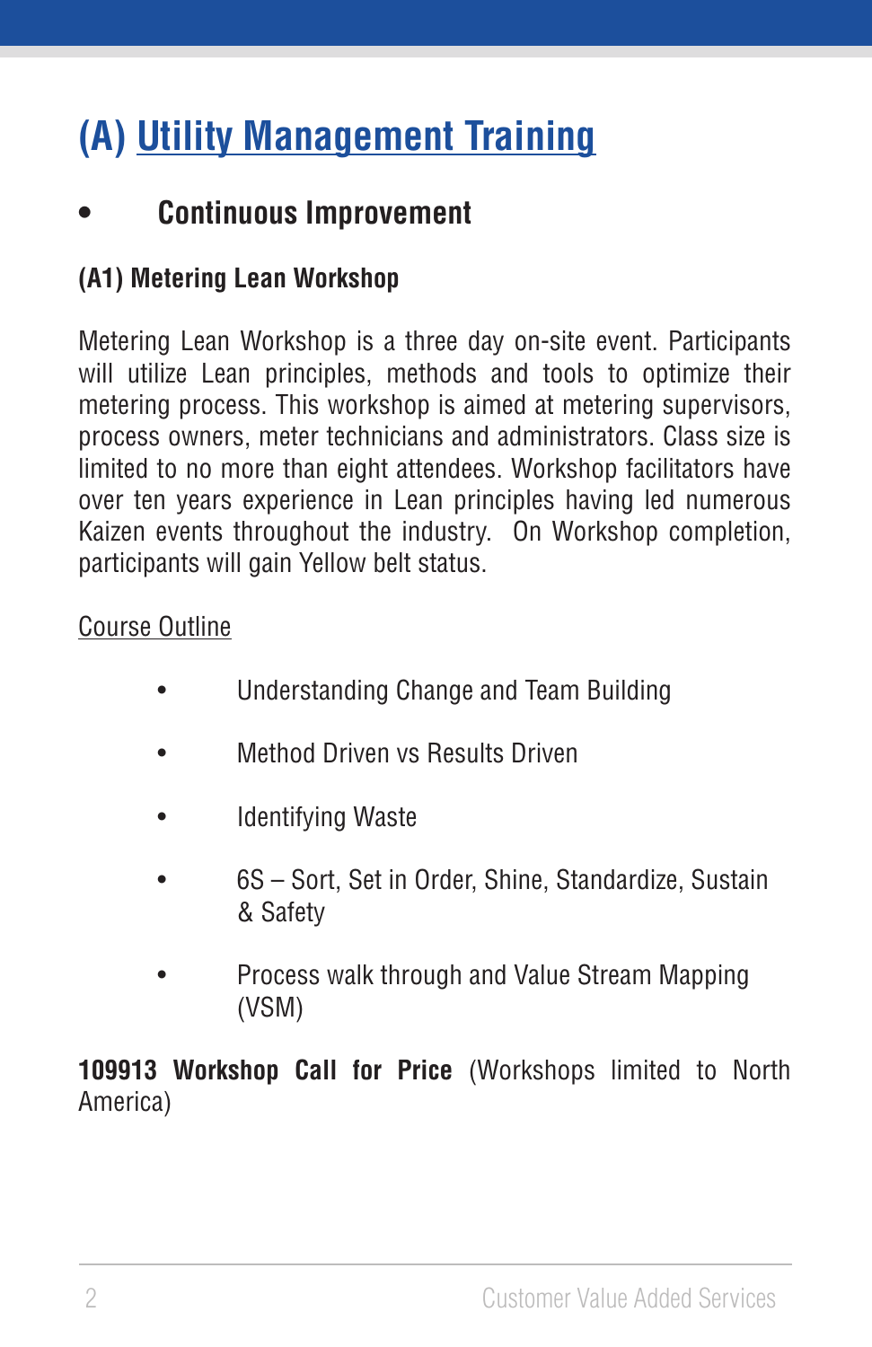# (A) Utility Management Training

- ## Continuous Improvement

### (A1) Metering Lean Workshop

Metering Lean Workshop is a three day on-site event. Participants will utilize Lean principles, methods and tools to optimize their metering process. This workshop is aimed at metering supervisors, process owners, meter technicians and administrators. Class size is limited to no more than eight attendees. Workshop facilitators have over ten years experience in Lean principles having led numerous Kaizen events throughout the industry. On Workshop completion, participants will gain Yellow belt status.

Course Outline

- Understanding Change and Team Building
- Method Driven vs Results Driven
- Identifying Waste
- 6S – Sort, Set in Order, Shine, Standardize, Sustain & Safety
- Process walk through and Value Stream Mapping (VSM)

**109913 Workshop Call for Price** (Workshops limited to North America)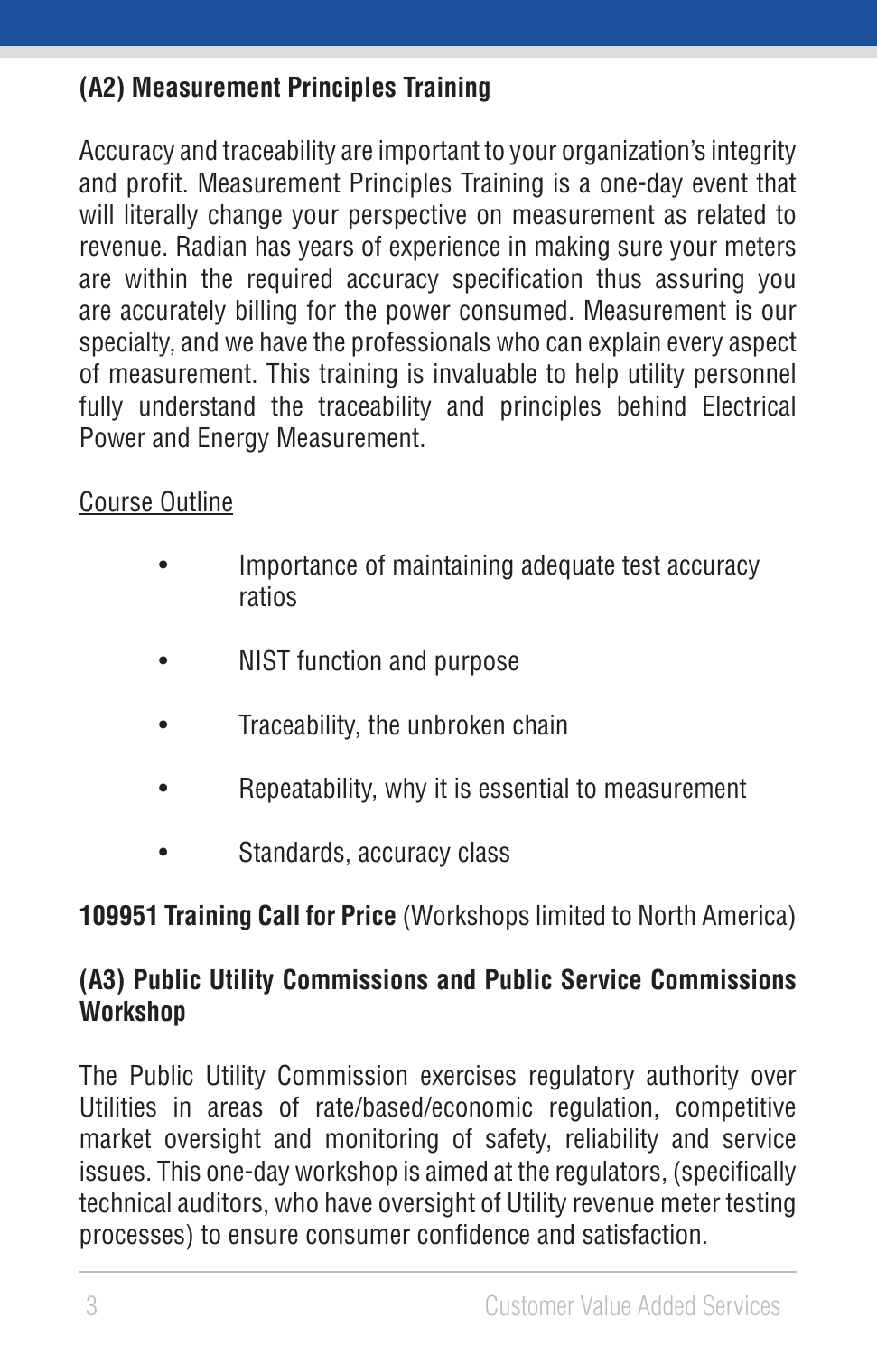### (A2) Measurement Principles Training

Accuracy and traceability are important to your organization's integrity and profit. Measurement Principles Training is a one-day event that will literally change your perspective on measurement as related to revenue. Radian has years of experience in making sure your meters are within the required accuracy specification thus assuring you are accurately billing for the power consumed. Measurement is our specialty, and we have the professionals who can explain every aspect of measurement. This training is invaluable to help utility personnel fully understand the traceability and principles behind Electrical Power and Energy Measurement.

Course Outline

- Importance of maintaining adequate test accuracy ratios
- NIST function and purpose
- Traceability, the unbroken chain
- Repeatability, why it is essential to measurement
- Standards, accuracy class

**109951 Training Call for Price** (Workshops limited to North America)

### (A3) Public Utility Commissions and Public Service Commissions Workshop

The Public Utility Commission exercises regulatory authority over Utilities in areas of rate/based/economic regulation, competitive market oversight and monitoring of safety, reliability and service issues. This one-day workshop is aimed at the regulators, (specifically technical auditors, who have oversight of Utility revenue meter testing processes) to ensure consumer confidence and satisfaction.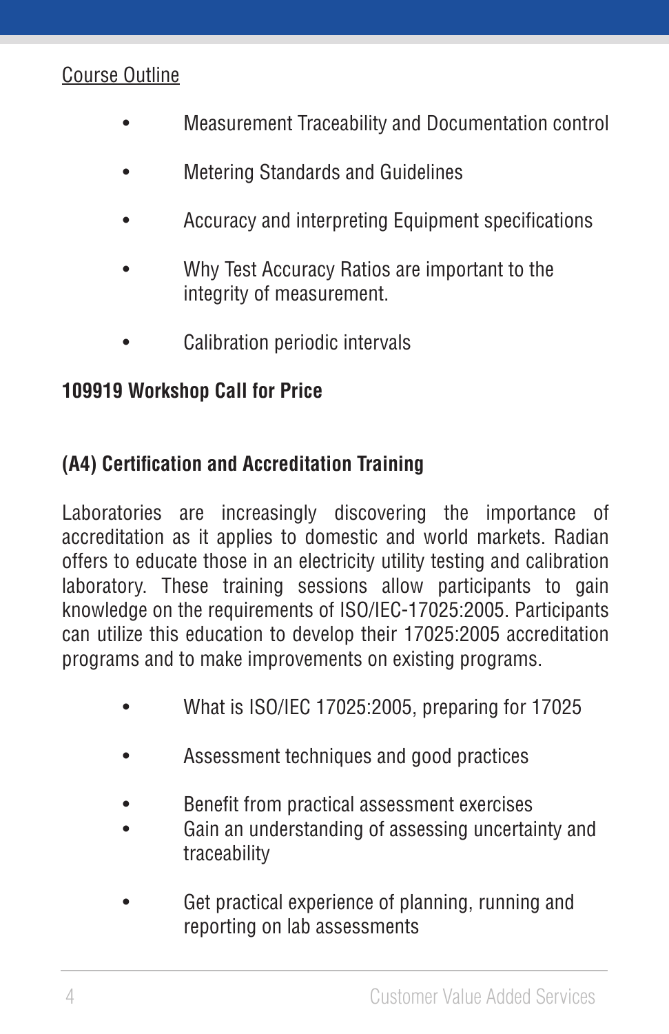Course Outline

- Measurement Traceability and Documentation control
- Metering Standards and Guidelines
- Accuracy and interpreting Equipment specifications
- Why Test Accuracy Ratios are important to the integrity of measurement.
- Calibration periodic intervals

**109919 Workshop Call for Price**

**(A4) Certification and Accreditation Training**

Laboratories are increasingly discovering the importance of accreditation as it applies to domestic and world markets. Radian offers to educate those in an electricity utility testing and calibration laboratory. These training sessions allow participants to gain knowledge on the requirements of ISO/IEC-17025:2005. Participants can utilize this education to develop their 17025:2005 accreditation programs and to make improvements on existing programs.

- What is ISO/IEC 17025:2005, preparing for 17025
- Assessment techniques and good practices
- Benefit from practical assessment exercises
- Gain an understanding of assessing uncertainty and traceability
- Get practical experience of planning, running and reporting on lab assessments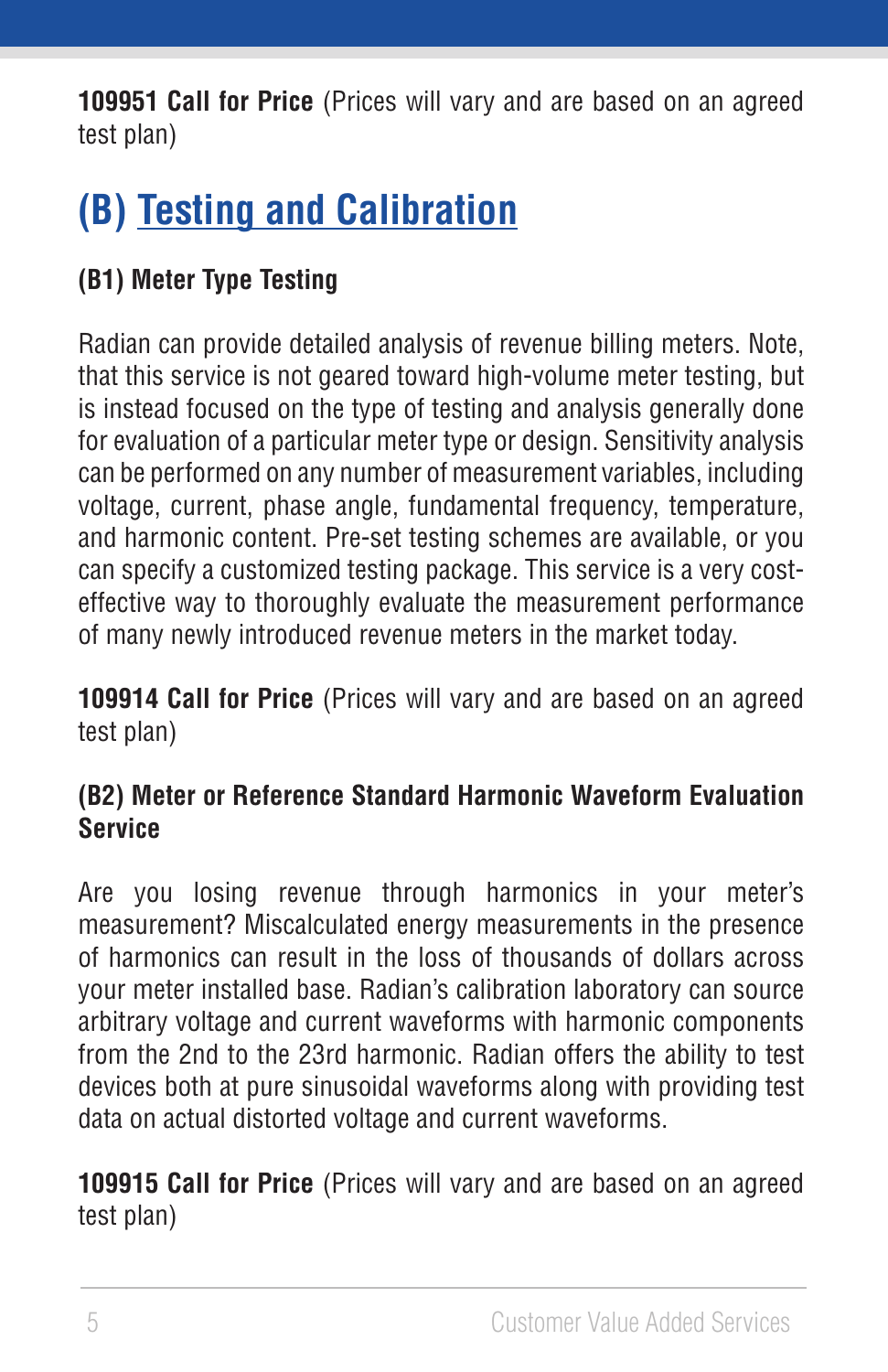**109951 Call for Price** (Prices will vary and are based on an agreed test plan)

## (B) Testing and Calibration

### (B1) Meter Type Testing

Radian can provide detailed analysis of revenue billing meters. Note, that this service is not geared toward high-volume meter testing, but is instead focused on the type of testing and analysis generally done for evaluation of a particular meter type or design. Sensitivity analysis can be performed on any number of measurement variables, including voltage, current, phase angle, fundamental frequency, temperature, and harmonic content. Pre-set testing schemes are available, or you can specify a customized testing package. This service is a very cost-effective way to thoroughly evaluate the measurement performance of many newly introduced revenue meters in the market today.

**109914 Call for Price** (Prices will vary and are based on an agreed test plan)

### (B2) Meter or Reference Standard Harmonic Waveform Evaluation Service

Are you losing revenue through harmonics in your meter's measurement? Miscalculated energy measurements in the presence of harmonics can result in the loss of thousands of dollars across your meter installed base. Radian's calibration laboratory can source arbitrary voltage and current waveforms with harmonic components from the 2nd to the 23rd harmonic. Radian offers the ability to test devices both at pure sinusoidal waveforms along with providing test data on actual distorted voltage and current waveforms.

**109915 Call for Price** (Prices will vary and are based on an agreed test plan)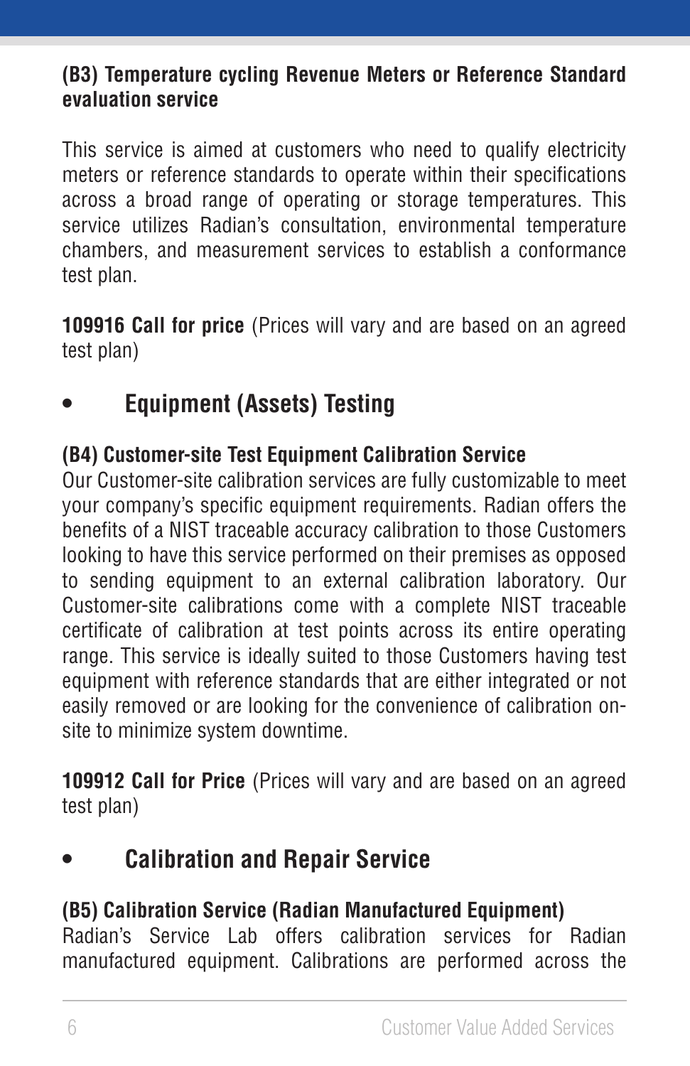**(B3) Temperature cycling Revenue Meters or Reference Standard evaluation service**

This service is aimed at customers who need to qualify electricity meters or reference standards to operate within their specifications across a broad range of operating or storage temperatures. This service utilizes Radian's consultation, environmental temperature chambers, and measurement services to establish a conformance test plan.

**109916 Call for price** (Prices will vary and are based on an agreed test plan)

## • Equipment (Assets) Testing

**(B4) Customer-site Test Equipment Calibration Service**
Our Customer-site calibration services are fully customizable to meet your company's specific equipment requirements. Radian offers the benefits of a NIST traceable accuracy calibration to those Customers looking to have this service performed on their premises as opposed to sending equipment to an external calibration laboratory. Our Customer-site calibrations come with a complete NIST traceable certificate of calibration at test points across its entire operating range. This service is ideally suited to those Customers having test equipment with reference standards that are either integrated or not easily removed or are looking for the convenience of calibration on-site to minimize system downtime.

**109912 Call for Price** (Prices will vary and are based on an agreed test plan)

## • Calibration and Repair Service

**(B5) Calibration Service (Radian Manufactured Equipment)**
Radian's Service Lab offers calibration services for Radian manufactured equipment. Calibrations are performed across the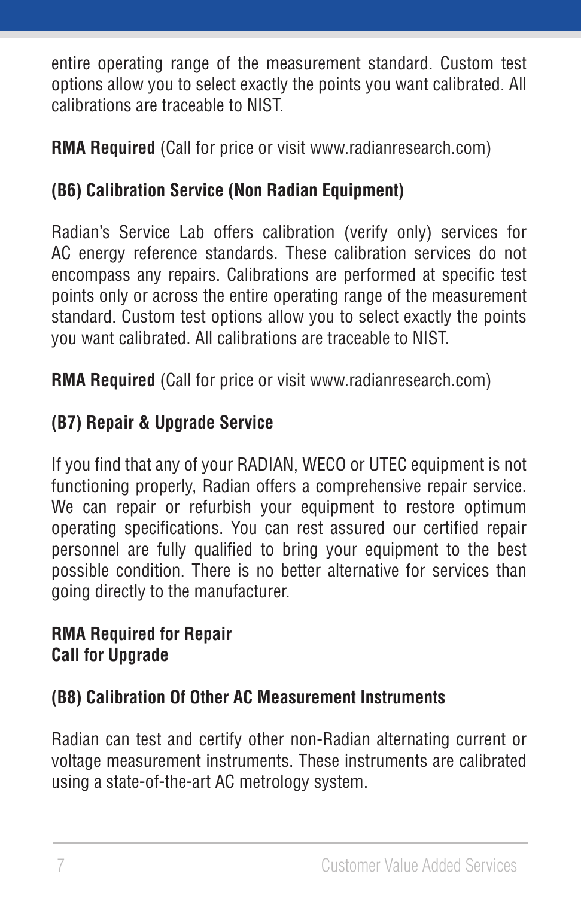entire operating range of the measurement standard. Custom test options allow you to select exactly the points you want calibrated. All calibrations are traceable to NIST.

**RMA Required** (Call for price or visit www.radianresearch.com)

### (B6) Calibration Service (Non Radian Equipment)

Radian's Service Lab offers calibration (verify only) services for AC energy reference standards. These calibration services do not encompass any repairs. Calibrations are performed at specific test points only or across the entire operating range of the measurement standard. Custom test options allow you to select exactly the points you want calibrated. All calibrations are traceable to NIST.

**RMA Required** (Call for price or visit www.radianresearch.com)

### (B7) Repair & Upgrade Service

If you find that any of your RADIAN, WECO or UTEC equipment is not functioning properly, Radian offers a comprehensive repair service. We can repair or refurbish your equipment to restore optimum operating specifications. You can rest assured our certified repair personnel are fully qualified to bring your equipment to the best possible condition. There is no better alternative for services than going directly to the manufacturer.

**RMA Required for Repair**
**Call for Upgrade**

### (B8) Calibration Of Other AC Measurement Instruments

Radian can test and certify other non-Radian alternating current or voltage measurement instruments. These instruments are calibrated using a state-of-the-art AC metrology system.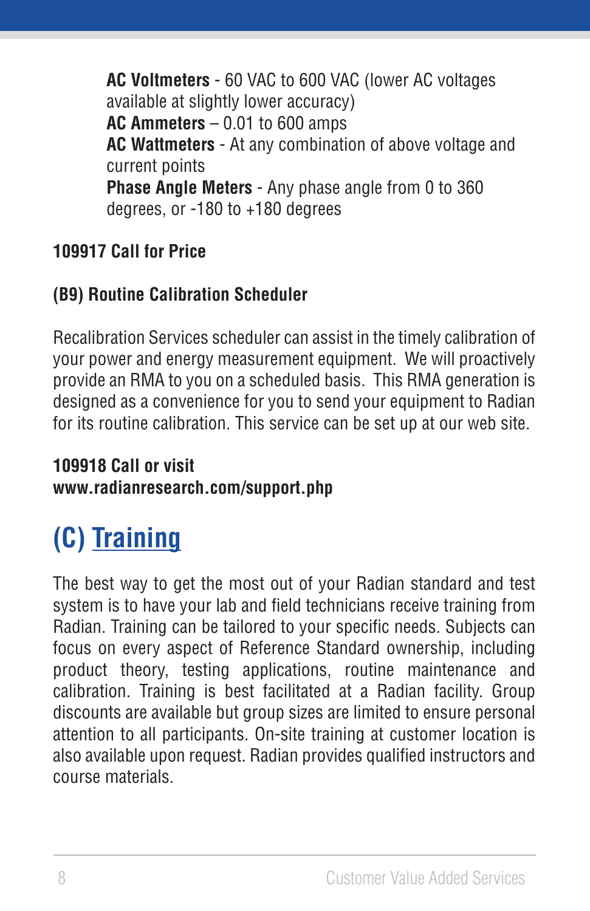**AC Voltmeters** - 60 VAC to 600 VAC (lower AC voltages available at slightly lower accuracy)
**AC Ammeters** – 0.01 to 600 amps
**AC Wattmeters** - At any combination of above voltage and current points
**Phase Angle Meters** - Any phase angle from 0 to 360 degrees, or -180 to +180 degrees

**109917 Call for Price**

**(B9) Routine Calibration Scheduler**

Recalibration Services scheduler can assist in the timely calibration of your power and energy measurement equipment. We will proactively provide an RMA to you on a scheduled basis. This RMA generation is designed as a convenience for you to send your equipment to Radian for its routine calibration. This service can be set up at our web site.

**109918 Call or visit**
**www.radianresearch.com/support.php**

## (C) Training

The best way to get the most out of your Radian standard and test system is to have your lab and field technicians receive training from Radian. Training can be tailored to your specific needs. Subjects can focus on every aspect of Reference Standard ownership, including product theory, testing applications, routine maintenance and calibration. Training is best facilitated at a Radian facility. Group discounts are available but group sizes are limited to ensure personal attention to all participants. On-site training at customer location is also available upon request. Radian provides qualified instructors and course materials.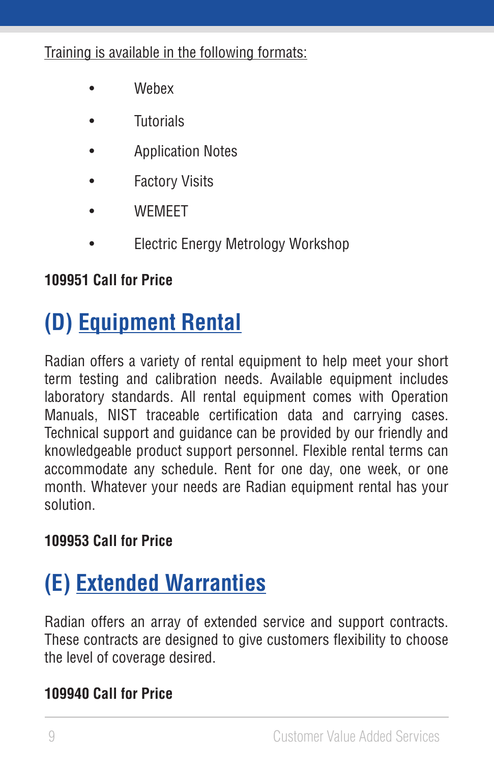Training is available in the following formats:

- Webex
- Tutorials
- Application Notes
- Factory Visits
- WEMEET
- Electric Energy Metrology Workshop

**109951 Call for Price**

## (D) Equipment Rental

Radian offers a variety of rental equipment to help meet your short term testing and calibration needs. Available equipment includes laboratory standards. All rental equipment comes with Operation Manuals, NIST traceable certification data and carrying cases. Technical support and guidance can be provided by our friendly and knowledgeable product support personnel. Flexible rental terms can accommodate any schedule. Rent for one day, one week, or one month. Whatever your needs are Radian equipment rental has your solution.

**109953 Call for Price**

## (E) Extended Warranties

Radian offers an array of extended service and support contracts. These contracts are designed to give customers flexibility to choose the level of coverage desired.

**109940 Call for Price**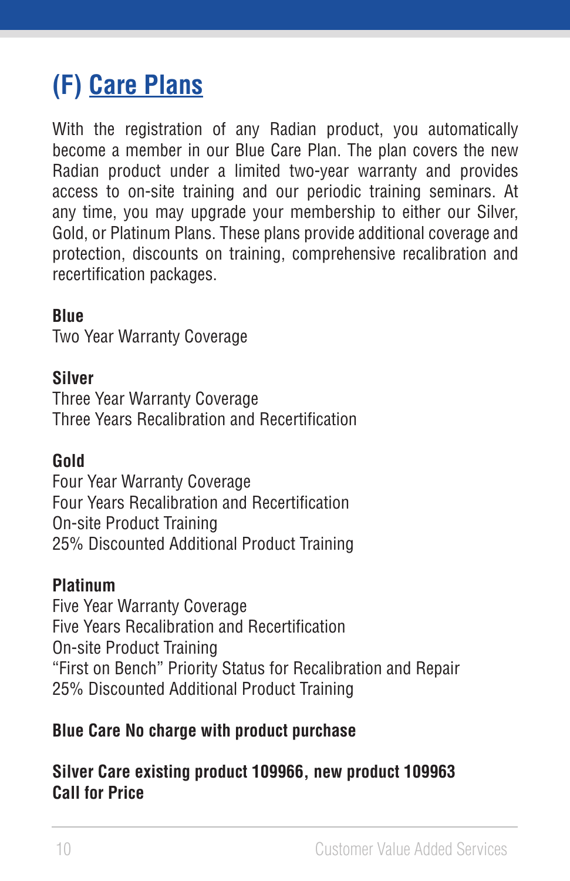# (F) Care Plans

With the registration of any Radian product, you automatically become a member in our Blue Care Plan. The plan covers the new Radian product under a limited two-year warranty and provides access to on-site training and our periodic training seminars. At any time, you may upgrade your membership to either our Silver, Gold, or Platinum Plans. These plans provide additional coverage and protection, discounts on training, comprehensive recalibration and recertification packages.

**Blue**
Two Year Warranty Coverage

**Silver**
Three Year Warranty Coverage
Three Years Recalibration and Recertification

**Gold**
Four Year Warranty Coverage
Four Years Recalibration and Recertification
On-site Product Training
25% Discounted Additional Product Training

**Platinum**
Five Year Warranty Coverage
Five Years Recalibration and Recertification
On-site Product Training
"First on Bench" Priority Status for Recalibration and Repair
25% Discounted Additional Product Training

**Blue Care No charge with product purchase**

**Silver Care existing product 109966, new product 109963**
**Call for Price**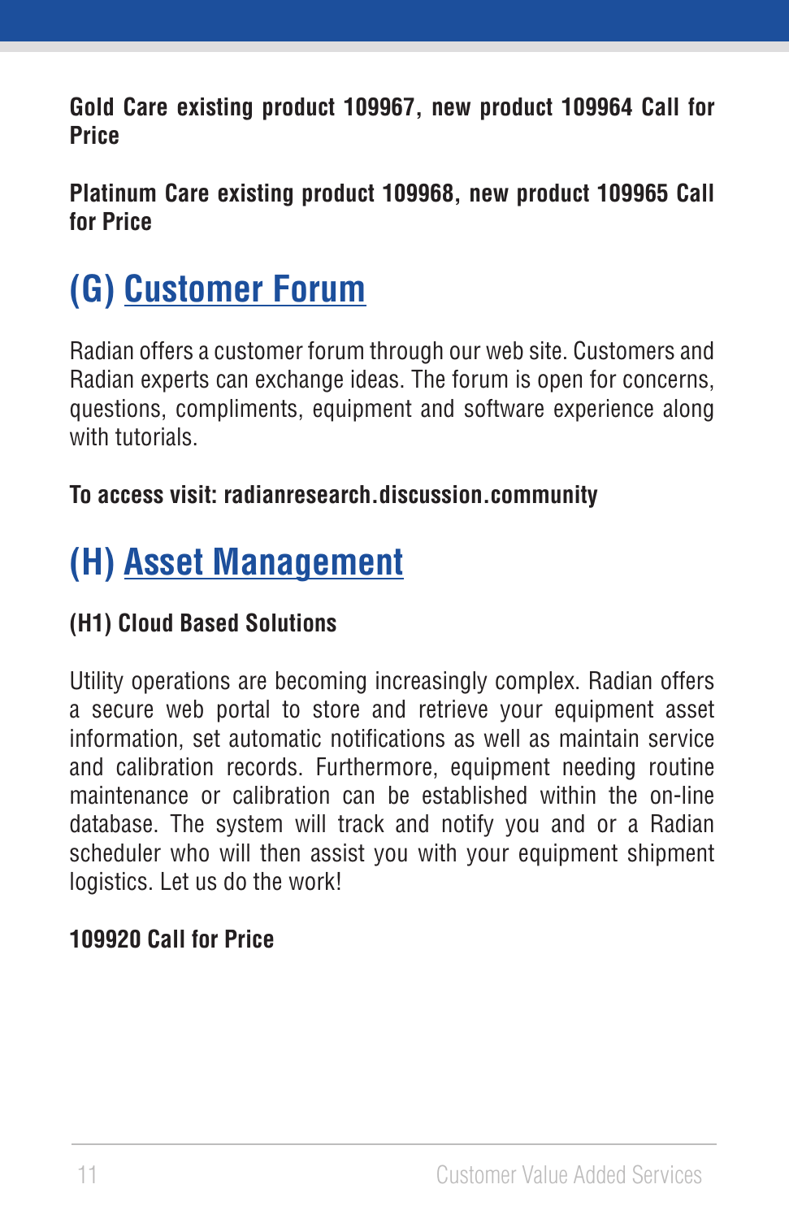**Gold Care existing product 109967, new product 109964 Call for Price**

**Platinum Care existing product 109968, new product 109965 Call for Price**

## (G) Customer Forum

Radian offers a customer forum through our web site. Customers and Radian experts can exchange ideas. The forum is open for concerns, questions, compliments, equipment and software experience along with tutorials.

**To access visit: radianresearch.discussion.community**

## (H) Asset Management

### (H1) Cloud Based Solutions

Utility operations are becoming increasingly complex. Radian offers a secure web portal to store and retrieve your equipment asset information, set automatic notifications as well as maintain service and calibration records. Furthermore, equipment needing routine maintenance or calibration can be established within the on-line database. The system will track and notify you and or a Radian scheduler who will then assist you with your equipment shipment logistics. Let us do the work!

**109920 Call for Price**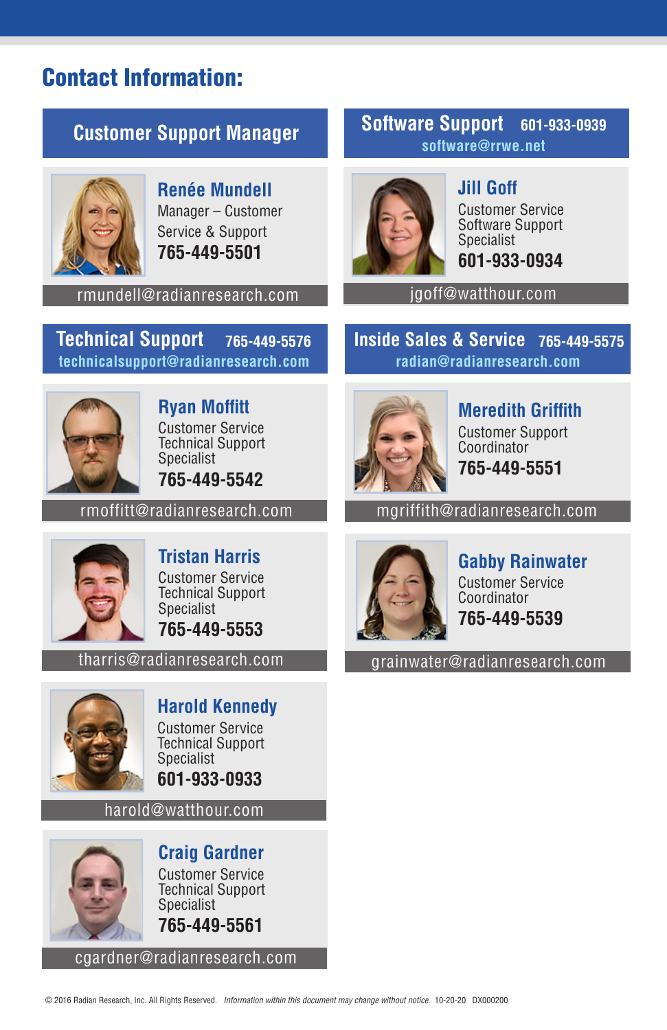# Contact Information:

## Customer Support Manager

**Renée Mundell**
Manager – Customer Service & Support
**765-449-5501**
rmundell@radianresearch.com

## Technical Support 765-449-5576
technicalsupport@radianresearch.com

**Ryan Moffitt**
Customer Service Technical Support Specialist
**765-449-5542**
rmoffitt@radianresearch.com

**Tristan Harris**
Customer Service Technical Support Specialist
**765-449-5553**
tharris@radianresearch.com

**Harold Kennedy**
Customer Service Technical Support Specialist
**601-933-0933**
harold@watthour.com

**Craig Gardner**
Customer Service Technical Support Specialist
**765-449-5561**
cgardner@radianresearch.com

## Software Support 601-933-0939
software@rrwe.net

**Jill Goff**
Customer Service Software Support Specialist
**601-933-0934**
jgoff@watthour.com

## Inside Sales & Service 765-449-5575
radian@radianresearch.com

**Meredith Griffith**
Customer Support Coordinator
**765-449-5551**
mgriffith@radianresearch.com

**Gabby Rainwater**
Customer Service Coordinator
**765-449-5539**
grainwater@radianresearch.com

© 2016 Radian Research, Inc. All Rights Reserved. *Information within this document may change without notice.* 10-20-20 DX000200